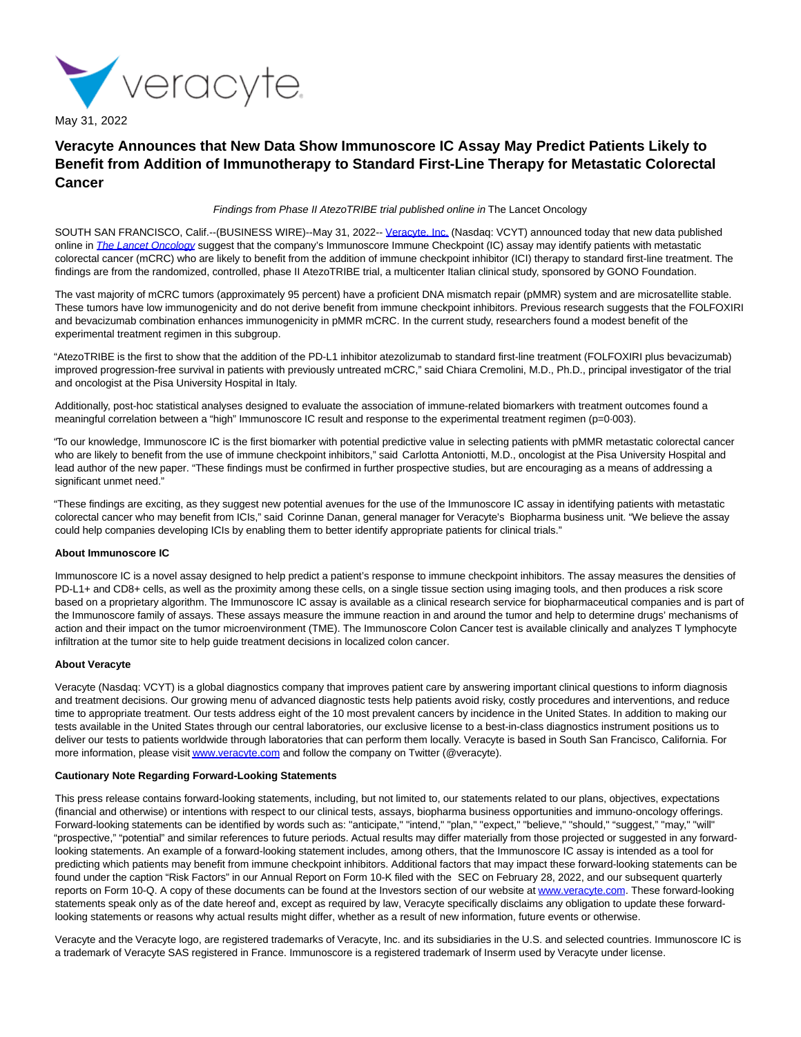May 31, 2022

# Veracyte Announces that New Data Show Immunoscore IC Assay May Predict Patients Likely to Benefit from Addition of Immunotherapy to Standard First-Line Therapy for Metastatic Colorectal Cancer

*Findings from Phase II AtezoTRIBE trial published online in* The Lancet Oncology

SOUTH SAN FRANCISCO, Calif.--(BUSINESS WIRE)--May 31, 2022-- Veracyte, Inc. (Nasdaq: VCYT) announced today that new data published online in *The Lancet Oncology* suggest that the company's Immunoscore Immune Checkpoint (IC) assay may identify patients with metastatic colorectal cancer (mCRC) who are likely to benefit from the addition of immune checkpoint inhibitor (ICI) therapy to standard first-line treatment. The findings are from the randomized, controlled, phase II AtezoTRIBE trial, a multicenter Italian clinical study, sponsored by GONO Foundation.

The vast majority of mCRC tumors (approximately 95 percent) have a proficient DNA mismatch repair (pMMR) system and are microsatellite stable. These tumors have low immunogenicity and do not derive benefit from immune checkpoint inhibitors. Previous research suggests that the FOLFOXIRI and bevacizumab combination enhances immunogenicity in pMMR mCRC. In the current study, researchers found a modest benefit of the experimental treatment regimen in this subgroup.

"AtezoTRIBE is the first to show that the addition of the PD-L1 inhibitor atezolizumab to standard first-line treatment (FOLFOXIRI plus bevacizumab) improved progression-free survival in patients with previously untreated mCRC," said Chiara Cremolini, M.D., Ph.D., principal investigator of the trial and oncologist at the Pisa University Hospital in Italy.

Additionally, post-hoc statistical analyses designed to evaluate the association of immune-related biomarkers with treatment outcomes found a meaningful correlation between a "high" Immunoscore IC result and response to the experimental treatment regimen (p=0·003).

"To our knowledge, Immunoscore IC is the first biomarker with potential predictive value in selecting patients with pMMR metastatic colorectal cancer who are likely to benefit from the use of immune checkpoint inhibitors," said Carlotta Antoniotti, M.D., oncologist at the Pisa University Hospital and lead author of the new paper. "These findings must be confirmed in further prospective studies, but are encouraging as a means of addressing a significant unmet need."

"These findings are exciting, as they suggest new potential avenues for the use of the Immunoscore IC assay in identifying patients with metastatic colorectal cancer who may benefit from ICIs," said Corinne Danan, general manager for Veracyte's Biopharma business unit. "We believe the assay could help companies developing ICIs by enabling them to better identify appropriate patients for clinical trials."

**About Immunoscore IC**

Immunoscore IC is a novel assay designed to help predict a patient's response to immune checkpoint inhibitors. The assay measures the densities of PD-L1+ and CD8+ cells, as well as the proximity among these cells, on a single tissue section using imaging tools, and then produces a risk score based on a proprietary algorithm. The Immunoscore IC assay is available as a clinical research service for biopharmaceutical companies and is part of the Immunoscore family of assays. These assays measure the immune reaction in and around the tumor and help to determine drugs' mechanisms of action and their impact on the tumor microenvironment (TME). The Immunoscore Colon Cancer test is available clinically and analyzes T lymphocyte infiltration at the tumor site to help guide treatment decisions in localized colon cancer.

**About Veracyte**

Veracyte (Nasdaq: VCYT) is a global diagnostics company that improves patient care by answering important clinical questions to inform diagnosis and treatment decisions. Our growing menu of advanced diagnostic tests help patients avoid risky, costly procedures and interventions, and reduce time to appropriate treatment. Our tests address eight of the 10 most prevalent cancers by incidence in the United States. In addition to making our tests available in the United States through our central laboratories, our exclusive license to a best-in-class diagnostics instrument positions us to deliver our tests to patients worldwide through laboratories that can perform them locally. Veracyte is based in South San Francisco, California. For more information, please visit www.veracyte.com and follow the company on Twitter (@veracyte).

**Cautionary Note Regarding Forward-Looking Statements**

This press release contains forward-looking statements, including, but not limited to, our statements related to our plans, objectives, expectations (financial and otherwise) or intentions with respect to our clinical tests, assays, biopharma business opportunities and immuno-oncology offerings. Forward-looking statements can be identified by words such as: "anticipate," "intend," "plan," "expect," "believe," "should," "suggest," "may," "will" "prospective," "potential" and similar references to future periods. Actual results may differ materially from those projected or suggested in any forward-looking statements. An example of a forward-looking statement includes, among others, that the Immunoscore IC assay is intended as a tool for predicting which patients may benefit from immune checkpoint inhibitors. Additional factors that may impact these forward-looking statements can be found under the caption "Risk Factors" in our Annual Report on Form 10-K filed with the SEC on February 28, 2022, and our subsequent quarterly reports on Form 10-Q. A copy of these documents can be found at the Investors section of our website at www.veracyte.com. These forward-looking statements speak only as of the date hereof and, except as required by law, Veracyte specifically disclaims any obligation to update these forward-looking statements or reasons why actual results might differ, whether as a result of new information, future events or otherwise.

Veracyte and the Veracyte logo, are registered trademarks of Veracyte, Inc. and its subsidiaries in the U.S. and selected countries. Immunoscore IC is a trademark of Veracyte SAS registered in France. Immunoscore is a registered trademark of Inserm used by Veracyte under license.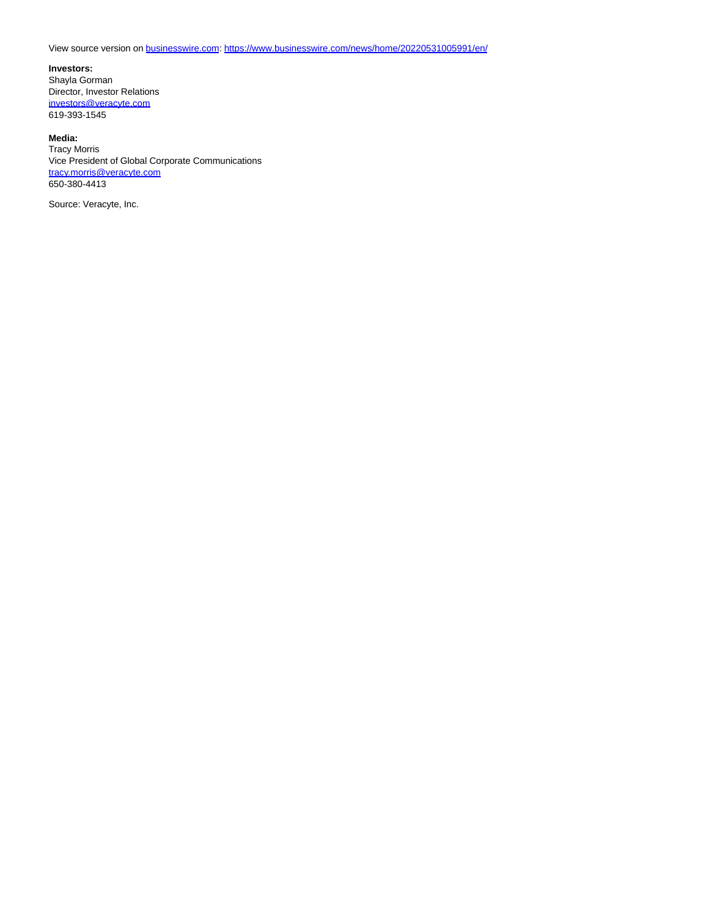View source version on businesswire.com: https://www.businesswire.com/news/home/20220531005991/en/

**Investors:**
Shayla Gorman
Director, Investor Relations
investors@veracyte.com
619-393-1545

**Media:**
Tracy Morris
Vice President of Global Corporate Communications
tracy.morris@veracyte.com
650-380-4413

Source: Veracyte, Inc.